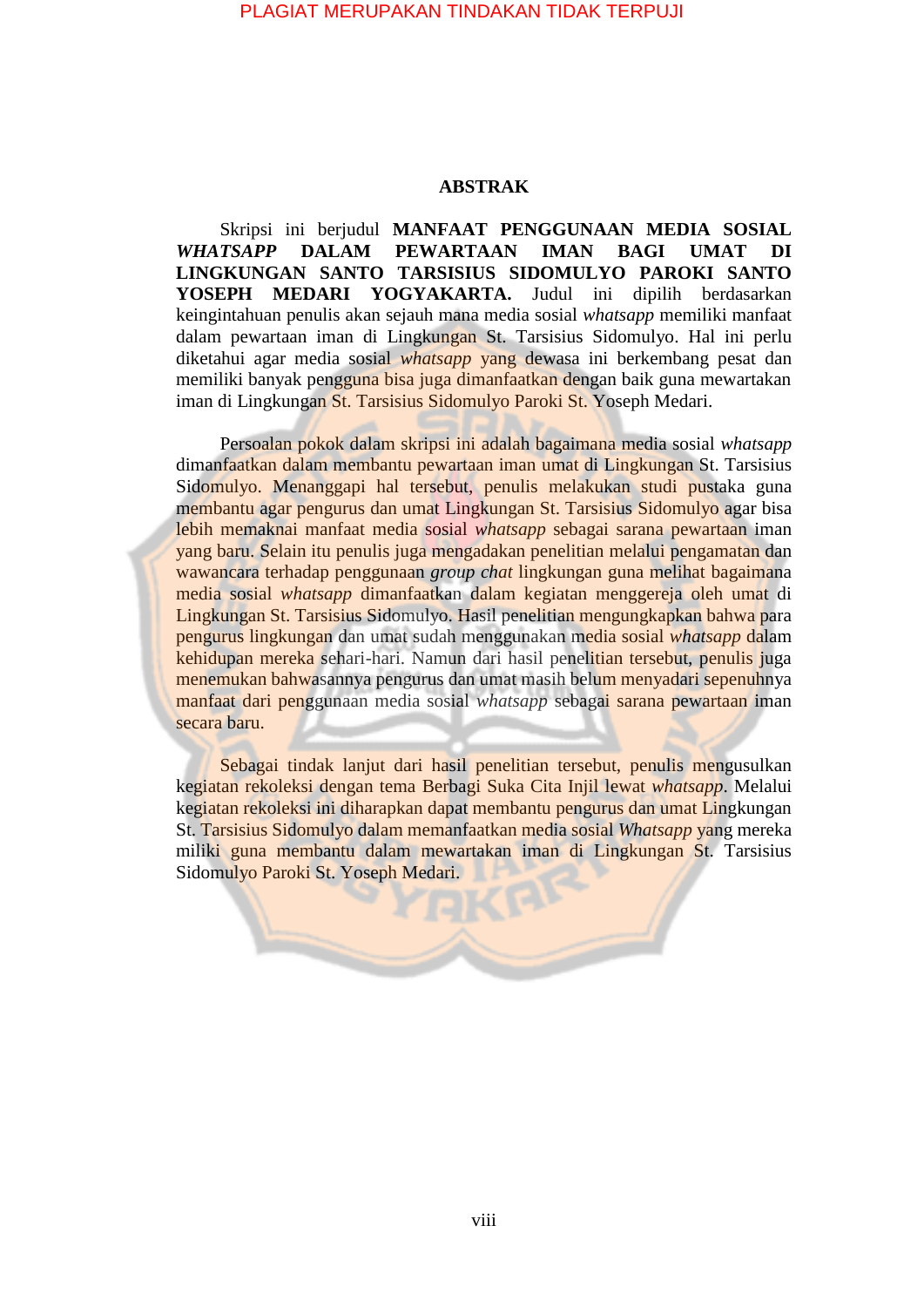# ABSTRAK

Skripsi ini berjudul **MANFAAT PENGGUNAAN MEDIA SOSIAL *WHATSAPP* DALAM PEWARTAAN IMAN BAGI UMAT DI LINGKUNGAN SANTO TARSISIUS SIDOMULYO PAROKI SANTO YOSEPH MEDARI YOGYAKARTA.** Judul ini dipilih berdasarkan keingintahuan penulis akan sejauh mana media sosial *whatsapp* memiliki manfaat dalam pewartaan iman di Lingkungan St. Tarsisius Sidomulyo. Hal ini perlu diketahui agar media sosial *whatsapp* yang dewasa ini berkembang pesat dan memiliki banyak pengguna bisa juga dimanfaatkan dengan baik guna mewartakan iman di Lingkungan St. Tarsisius Sidomulyo Paroki St. Yoseph Medari.

Persoalan pokok dalam skripsi ini adalah bagaimana media sosial *whatsapp* dimanfaatkan dalam membantu pewartaan iman umat di Lingkungan St. Tarsisius Sidomulyo. Menanggapi hal tersebut, penulis melakukan studi pustaka guna membantu agar pengurus dan umat Lingkungan St. Tarsisius Sidomulyo agar bisa lebih memaknai manfaat media sosial *whatsapp* sebagai sarana pewartaan iman yang baru. Selain itu penulis juga mengadakan penelitian melalui pengamatan dan wawancara terhadap penggunaan *group chat* lingkungan guna melihat bagaimana media sosial *whatsapp* dimanfaatkan dalam kegiatan menggereja oleh umat di Lingkungan St. Tarsisius Sidomulyo. Hasil penelitian mengungkapkan bahwa para pengurus lingkungan dan umat sudah menggunakan media sosial *whatsapp* dalam kehidupan mereka sehari-hari. Namun dari hasil penelitian tersebut, penulis juga menemukan bahwasannya pengurus dan umat masih belum menyadari sepenuhnya manfaat dari penggunaan media sosial *whatsapp* sebagai sarana pewartaan iman secara baru.

Sebagai tindak lanjut dari hasil penelitian tersebut, penulis mengusulkan kegiatan rekoleksi dengan tema Berbagi Suka Cita Injil lewat *whatsapp*. Melalui kegiatan rekoleksi ini diharapkan dapat membantu pengurus dan umat Lingkungan St. Tarsisius Sidomulyo dalam memanfaatkan media sosial *Whatsapp* yang mereka miliki guna membantu dalam mewartakan iman di Lingkungan St. Tarsisius Sidomulyo Paroki St. Yoseph Medari.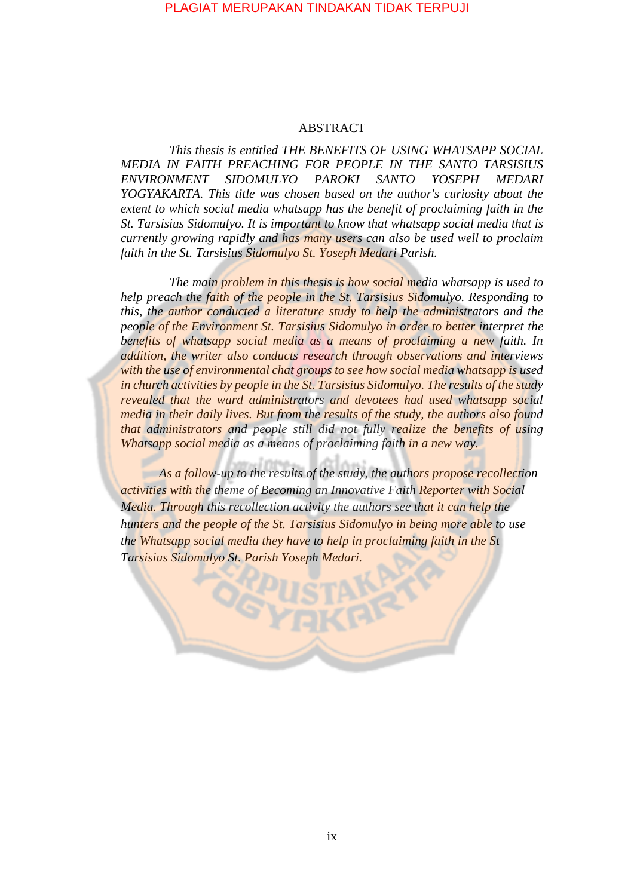# ABSTRACT

*This thesis is entitled THE BENEFITS OF USING WHATSAPP SOCIAL MEDIA IN FAITH PREACHING FOR PEOPLE IN THE SANTO TARSISIUS ENVIRONMENT SIDOMULYO PAROKI SANTO YOSEPH MEDARI YOGYAKARTA. This title was chosen based on the author's curiosity about the extent to which social media whatsapp has the benefit of proclaiming faith in the St. Tarsisius Sidomulyo. It is important to know that whatsapp social media that is currently growing rapidly and has many users can also be used well to proclaim faith in the St. Tarsisius Sidomulyo St. Yoseph Medari Parish.*

*The main problem in this thesis is how social media whatsapp is used to help preach the faith of the people in the St. Tarsisius Sidomulyo. Responding to this, the author conducted a literature study to help the administrators and the people of the Environment St. Tarsisius Sidomulyo in order to better interpret the benefits of whatsapp social media as a means of proclaiming a new faith. In addition, the writer also conducts research through observations and interviews with the use of environmental chat groups to see how social media whatsapp is used in church activities by people in the St. Tarsisius Sidomulyo. The results of the study revealed that the ward administrators and devotees had used whatsapp social media in their daily lives. But from the results of the study, the authors also found that administrators and people still did not fully realize the benefits of using Whatsapp social media as a means of proclaiming faith in a new way.*

*As a follow-up to the results of the study, the authors propose recollection activities with the theme of Becoming an Innovative Faith Reporter with Social Media. Through this recollection activity the authors see that it can help the hunters and the people of the St. Tarsisius Sidomulyo in being more able to use the Whatsapp social media they have to help in proclaiming faith in the St Tarsisius Sidomulyo St. Parish Yoseph Medari.*